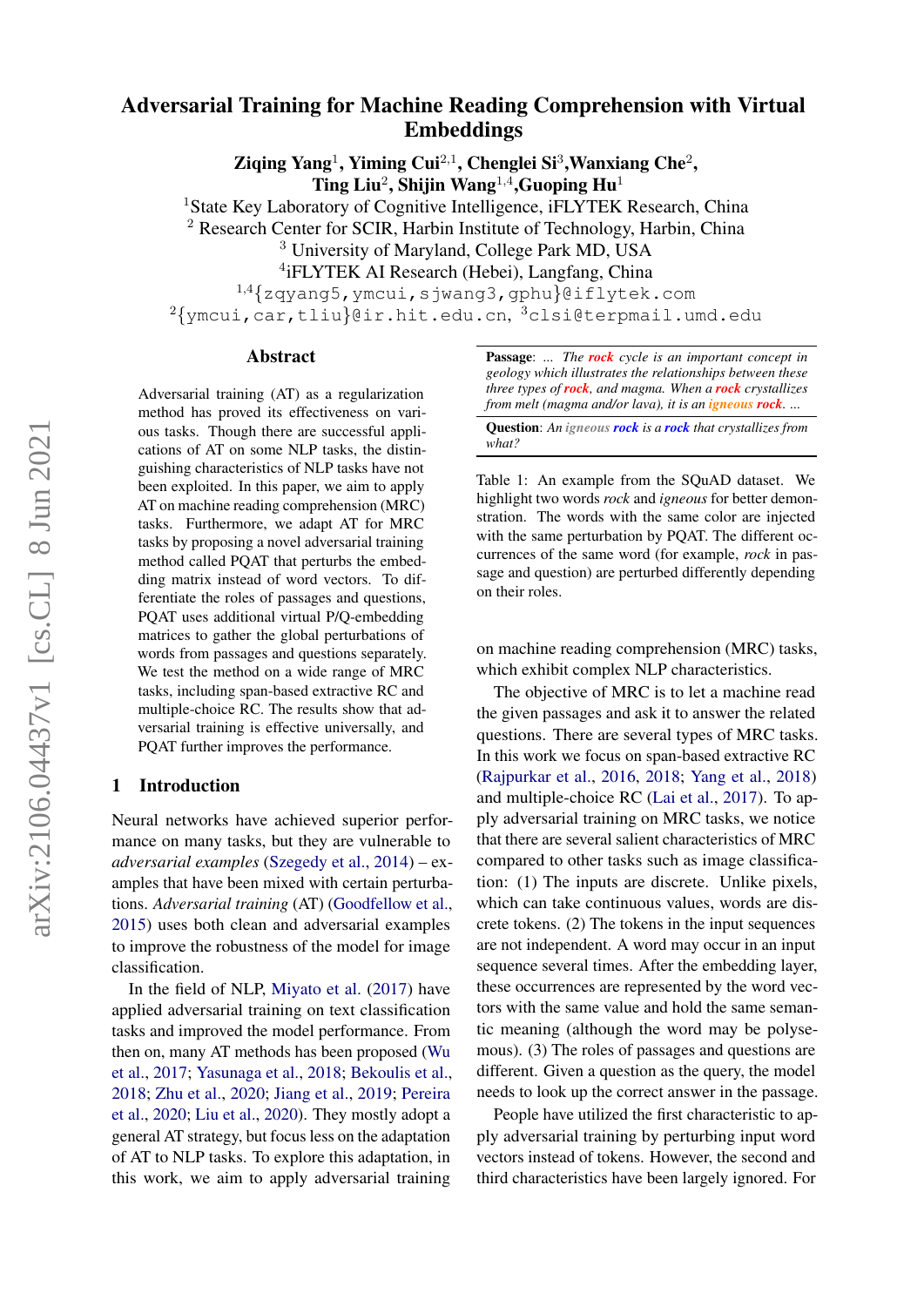# Adversarial Training for Machine Reading Comprehension with Virtual Embeddings

**Ziqing Yang**[1], **Yiming Cui**[2,1], **Chenglei Si**[3], **Wanxiang Che**[2], **Ting Liu**[2], **Shijin Wang**[1,4], **Guoping Hu**[1]

[1]State Key Laboratory of Cognitive Intelligence, iFLYTEK Research, China
[2] Research Center for SCIR, Harbin Institute of Technology, Harbin, China
[3] University of Maryland, College Park MD, USA
[4]iFLYTEK AI Research (Hebei), Langfang, China
[1,4]{zqyang5,ymcui,sjwang3,gphu}@iflytek.com
[2]{ymcui,car,tliu}@ir.hit.edu.cn, [3]clsi@terpmail.umd.edu

## Abstract

Adversarial training (AT) as a regularization method has proved its effectiveness on various tasks. Though there are successful applications of AT on some NLP tasks, the distinguishing characteristics of NLP tasks have not been exploited. In this paper, we aim to apply AT on machine reading comprehension (MRC) tasks. Furthermore, we adapt AT for MRC tasks by proposing a novel adversarial training method called PQAT that perturbs the embedding matrix instead of word vectors. To differentiate the roles of passages and questions, PQAT uses additional virtual P/Q-embedding matrices to gather the global perturbations of words from passages and questions separately. We test the method on a wide range of MRC tasks, including span-based extractive RC and multiple-choice RC. The results show that adversarial training is effective universally, and PQAT further improves the performance.

## 1 Introduction

Neural networks have achieved superior performance on many tasks, but they are vulnerable to *adversarial examples* (Szegedy et al., 2014) – examples that have been mixed with certain perturbations. *Adversarial training* (AT) (Goodfellow et al., 2015) uses both clean and adversarial examples to improve the robustness of the model for image classification.

In the field of NLP, Miyato et al. (2017) have applied adversarial training on text classification tasks and improved the model performance. From then on, many AT methods has been proposed (Wu et al., 2017; Yasunaga et al., 2018; Bekoulis et al., 2018; Zhu et al., 2020; Jiang et al., 2019; Pereira et al., 2020; Liu et al., 2020). They mostly adopt a general AT strategy, but focus less on the adaptation of AT to NLP tasks. To explore this adaptation, in this work, we aim to apply adversarial training on machine reading comprehension (MRC) tasks, which exhibit complex NLP characteristics.

**Passage**: *... The **rock** cycle is an important concept in geology which illustrates the relationships between these three types of **rock**, and magma. When a **rock** crystallizes from melt (magma and/or lava), it is an igneous **rock**. ...*

**Question**: *An igneous **rock** is a **rock** that crystallizes from what?*

Table 1: An example from the SQuAD dataset. We highlight two words *rock* and *igneous* for better demonstration. The words with the same color are injected with the same perturbation by PQAT. The different occurrences of the same word (for example, *rock* in passage and question) are perturbed differently depending on their roles.

The objective of MRC is to let a machine read the given passages and ask it to answer the related questions. There are several types of MRC tasks. In this work we focus on span-based extractive RC (Rajpurkar et al., 2016, 2018; Yang et al., 2018) and multiple-choice RC (Lai et al., 2017). To apply adversarial training on MRC tasks, we notice that there are several salient characteristics of MRC compared to other tasks such as image classification: (1) The inputs are discrete. Unlike pixels, which can take continuous values, words are discrete tokens. (2) The tokens in the input sequences are not independent. A word may occur in an input sequence several times. After the embedding layer, these occurrences are represented by the word vectors with the same value and hold the same semantic meaning (although the word may be polysemous). (3) The roles of passages and questions are different. Given a question as the query, the model needs to look up the correct answer in the passage.

People have utilized the first characteristic to apply adversarial training by perturbing input word vectors instead of tokens. However, the second and third characteristics have been largely ignored. For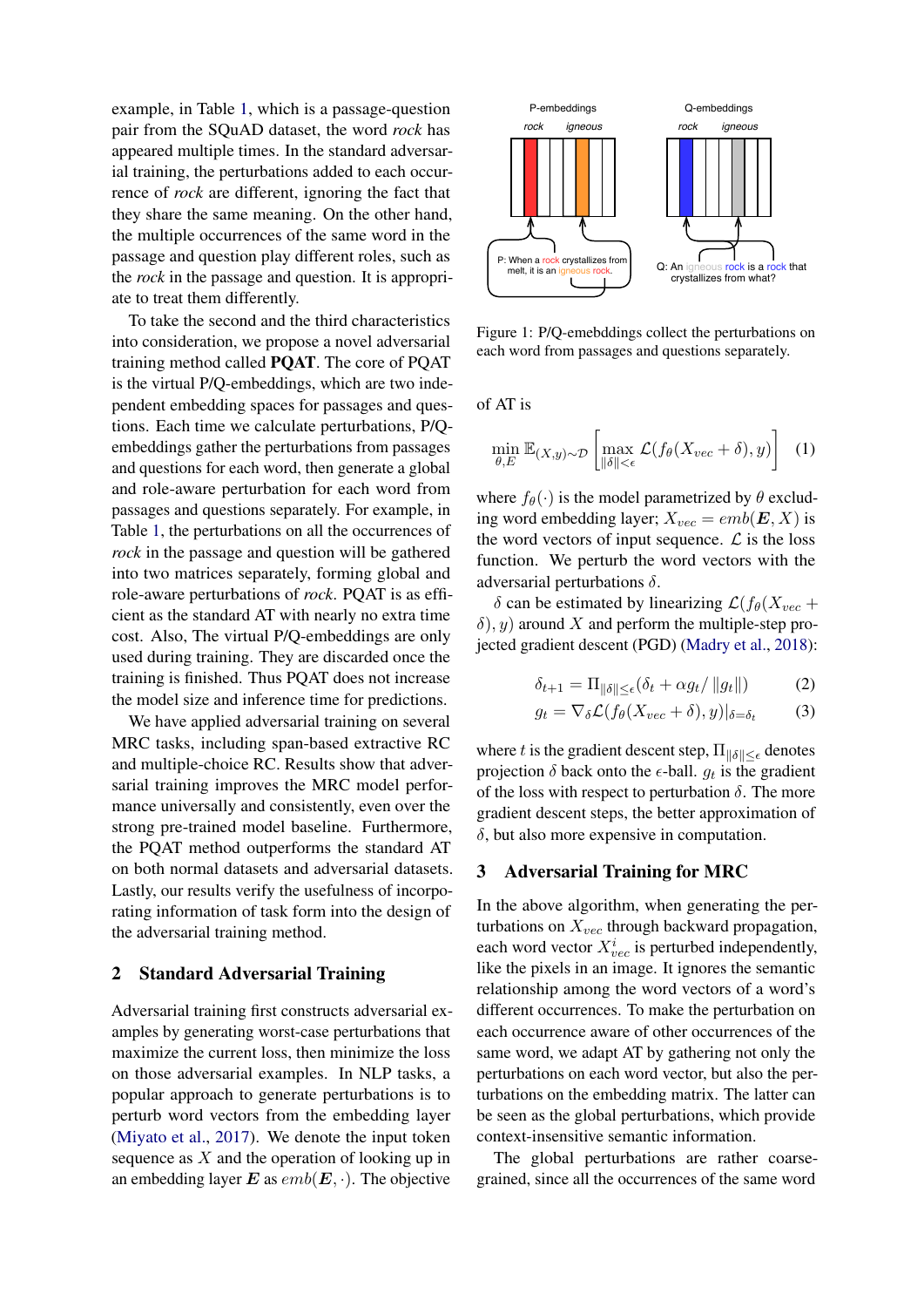example, in Table 1, which is a passage-question pair from the SQuAD dataset, the word *rock* has appeared multiple times. In the standard adversarial training, the perturbations added to each occurrence of *rock* are different, ignoring the fact that they share the same meaning. On the other hand, the multiple occurrences of the same word in the passage and question play different roles, such as the *rock* in the passage and question. It is appropriate to treat them differently.

To take the second and the third characteristics into consideration, we propose a novel adversarial training method called **PQAT**. The core of PQAT is the virtual P/Q-embeddings, which are two independent embedding spaces for passages and questions. Each time we calculate perturbations, P/Q-embeddings gather the perturbations from passages and questions for each word, then generate a global and role-aware perturbation for each word from passages and questions separately. For example, in Table 1, the perturbations on all the occurrences of *rock* in the passage and question will be gathered into two matrices separately, forming global and role-aware perturbations of *rock*. PQAT is as efficient as the standard AT with nearly no extra time cost. Also, The virtual P/Q-embeddings are only used during training. They are discarded once the training is finished. Thus PQAT does not increase the model size and inference time for predictions.

We have applied adversarial training on several MRC tasks, including span-based extractive RC and multiple-choice RC. Results show that adversarial training improves the MRC model performance universally and consistently, even over the strong pre-trained model baseline. Furthermore, the PQAT method outperforms the standard AT on both normal datasets and adversarial datasets. Lastly, our results verify the usefulness of incorporating information of task form into the design of the adversarial training method.

## 2 Standard Adversarial Training

Adversarial training first constructs adversarial examples by generating worst-case perturbations that maximize the current loss, then minimize the loss on those adversarial examples. In NLP tasks, a popular approach to generate perturbations is to perturb word vectors from the embedding layer (Miyato et al., 2017). We denote the input token sequence as $X$ and the operation of looking up in an embedding layer $\boldsymbol{E}$ as $emb(\boldsymbol{E}, \cdot)$. The objective of AT is

Figure 1: P/Q-emebddings collect the perturbations on each word from passages and questions separately.

$$\min_{\theta, E} \mathbb{E}_{(X,y)\sim\mathcal{D}} \left[ \max_{\|\delta\|<\epsilon} \mathcal{L}(f_\theta(X_{vec} + \delta), y) \right] \quad (1)$$

where $f_\theta(\cdot)$ is the model parametrized by $\theta$ excluding word embedding layer; $X_{vec} = emb(\boldsymbol{E}, X)$ is the word vectors of input sequence. $\mathcal{L}$ is the loss function. We perturb the word vectors with the adversarial perturbations $\delta$.

$\delta$ can be estimated by linearizing $\mathcal{L}(f_\theta(X_{vec} + \delta), y)$ around $X$ and perform the multiple-step projected gradient descent (PGD) (Madry et al., 2018):

$$\delta_{t+1} = \Pi_{\|\delta\|\leq\epsilon}(\delta_t + \alpha g_t / \|g_t\|) \quad (2)$$

$$g_t = \nabla_\delta \mathcal{L}(f_\theta(X_{vec} + \delta), y)|_{\delta=\delta_t} \quad (3)$$

where $t$ is the gradient descent step, $\Pi_{\|\delta\|\leq\epsilon}$ denotes projection $\delta$ back onto the $\epsilon$-ball. $g_t$ is the gradient of the loss with respect to perturbation $\delta$. The more gradient descent steps, the better approximation of $\delta$, but also more expensive in computation.

## 3 Adversarial Training for MRC

In the above algorithm, when generating the perturbations on $X_{vec}$ through backward propagation, each word vector $X^i_{vec}$ is perturbed independently, like the pixels in an image. It ignores the semantic relationship among the word vectors of a word's different occurrences. To make the perturbation on each occurrence aware of other occurrences of the same word, we adapt AT by gathering not only the perturbations on each word vector, but also the perturbations on the embedding matrix. The latter can be seen as the global perturbations, which provide context-insensitive semantic information.

The global perturbations are rather coarse-grained, since all the occurrences of the same word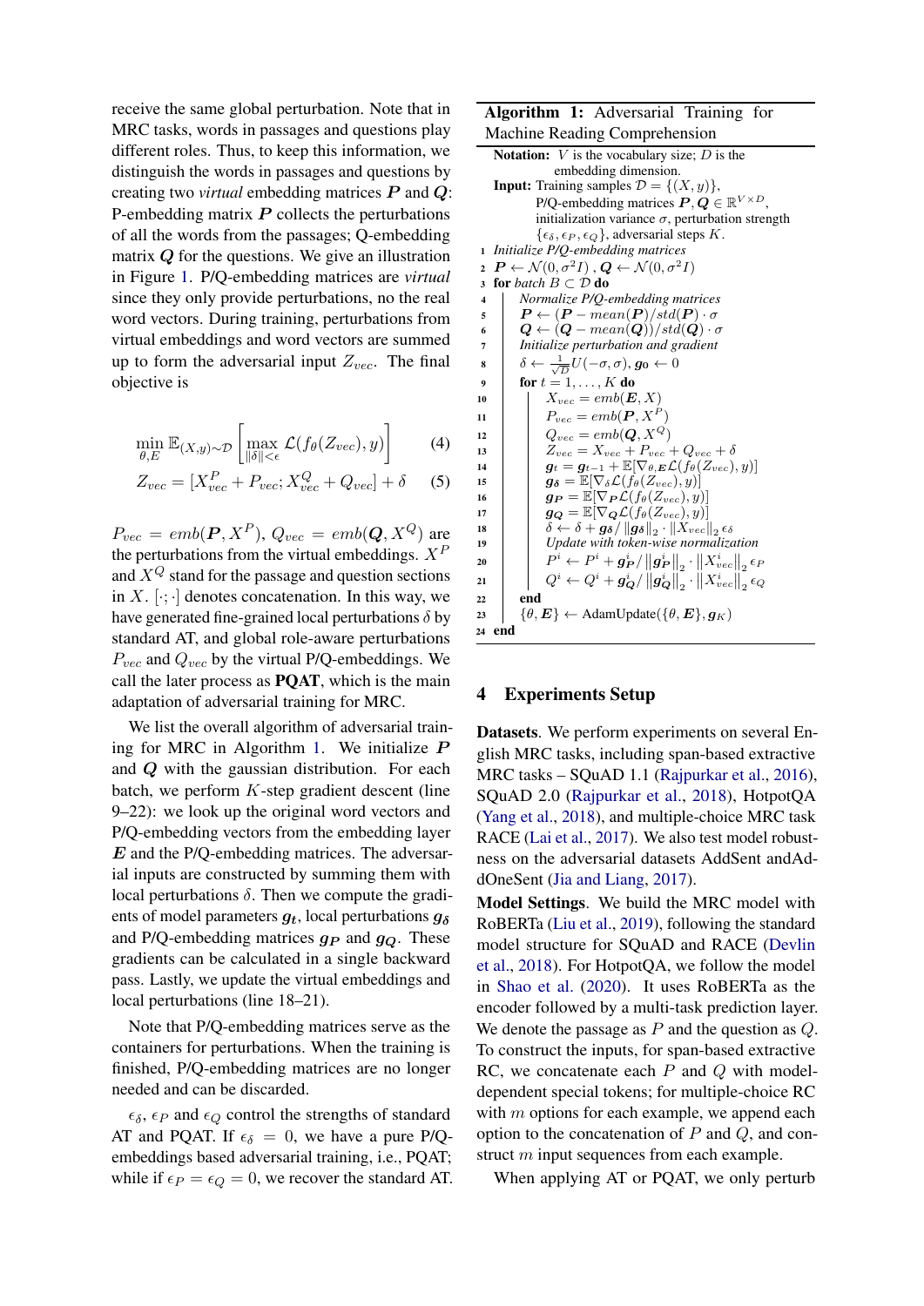receive the same global perturbation. Note that in MRC tasks, words in passages and questions play different roles. Thus, to keep this information, we distinguish the words in passages and questions by creating two *virtual* embedding matrices $\boldsymbol{P}$ and $\boldsymbol{Q}$: P-embedding matrix $\boldsymbol{P}$ collects the perturbations of all the words from the passages; Q-embedding matrix $\boldsymbol{Q}$ for the questions. We give an illustration in Figure 1. P/Q-embedding matrices are *virtual* since they only provide perturbations, no the real word vectors. During training, perturbations from virtual embeddings and word vectors are summed up to form the adversarial input $Z_{vec}$. The final objective is

$$\min_{\theta,E} \mathbb{E}_{(X,y)\sim\mathcal{D}} \left[ \max_{\|\delta\|<\epsilon} \mathcal{L}(f_\theta(Z_{vec}), y) \right] \tag{4}$$

$$Z_{vec} = [X^P_{vec} + P_{vec}; X^Q_{vec} + Q_{vec}] + \delta \tag{5}$$

$P_{vec} = emb(\boldsymbol{P}, X^P)$, $Q_{vec} = emb(\boldsymbol{Q}, X^Q)$ are the perturbations from the virtual embeddings. $X^P$ and $X^Q$ stand for the passage and question sections in $X$. $[\cdot;\cdot]$ denotes concatenation. In this way, we have generated fine-grained local perturbations $\delta$ by standard AT, and global role-aware perturbations $P_{vec}$ and $Q_{vec}$ by the virtual P/Q-embeddings. We call the later process as **PQAT**, which is the main adaptation of adversarial training for MRC.

We list the overall algorithm of adversarial training for MRC in Algorithm 1. We initialize $\boldsymbol{P}$ and $\boldsymbol{Q}$ with the gaussian distribution. For each batch, we perform $K$-step gradient descent (line 9–22): we look up the original word vectors and P/Q-embedding vectors from the embedding layer $\boldsymbol{E}$ and the P/Q-embedding matrices. The adversarial inputs are constructed by summing them with local perturbations $\delta$. Then we compute the gradients of model parameters $\boldsymbol{g_t}$, local perturbations $\boldsymbol{g_\delta}$ and P/Q-embedding matrices $\boldsymbol{g_P}$ and $\boldsymbol{g_Q}$. These gradients can be calculated in a single backward pass. Lastly, we update the virtual embeddings and local perturbations (line 18–21).

Note that P/Q-embedding matrices serve as the containers for perturbations. When the training is finished, P/Q-embedding matrices are no longer needed and can be discarded.

$\epsilon_\delta$, $\epsilon_P$ and $\epsilon_Q$ control the strengths of standard AT and PQAT. If $\epsilon_\delta = 0$, we have a pure P/Q-embeddings based adversarial training, i.e., PQAT; while if $\epsilon_P = \epsilon_Q = 0$, we recover the standard AT.

**Algorithm 1:** Adversarial Training for Machine Reading Comprehension

```
Notation: V is the vocabulary size; D is the
          embedding dimension.
Input: Training samples D = {(X, y)},
       P/Q-embedding matrices P, Q ∈ R^{V×D},
       initialization variance σ, perturbation strength
       {ε_δ, ε_P, ε_Q}, adversarial steps K.
1  Initialize P/Q-embedding matrices
2  P ← N(0, σ²I), Q ← N(0, σ²I)
3  for batch B ⊂ D do
4      Normalize P/Q-embedding matrices
5      P ← (P − mean(P))/std(P) · σ
6      Q ← (Q − mean(Q))/std(Q) · σ
7      Initialize perturbation and gradient
8      δ ← (1/√D) U(−σ, σ), g_0 ← 0
9      for t = 1, ..., K do
10         X_vec = emb(E, X)
11         P_vec = emb(P, X^P)
12         Q_vec = emb(Q, X^Q)
13         Z_vec = X_vec + P_vec + Q_vec + δ
14         g_t = g_{t−1} + E[∇_{θ,E} L(f_θ(Z_vec), y)]
15         g_δ = E[∇_δ L(f_θ(Z_vec), y)]
16         g_P = E[∇_P L(f_θ(Z_vec), y)]
17         g_Q = E[∇_Q L(f_θ(Z_vec), y)]
18         δ ← δ + g_δ / ||g_δ||_2 · ||X_vec||_2 ε_δ
19         Update with token-wise normalization
20         P^i ← P^i + g_P^i / ||g_P^i||_2 · ||X_vec^i||_2 ε_P
21         Q^i ← Q^i + g_Q^i / ||g_Q^i||_2 · ||X_vec^i||_2 ε_Q
22     end
23     {θ, E} ← AdamUpdate({θ, E}, g_K)
24 end
```

## 4 Experiments Setup

**Datasets**. We perform experiments on several English MRC tasks, including span-based extractive MRC tasks – SQuAD 1.1 (Rajpurkar et al., 2016), SQuAD 2.0 (Rajpurkar et al., 2018), HotpotQA (Yang et al., 2018), and multiple-choice MRC task RACE (Lai et al., 2017). We also test model robustness on the adversarial datasets AddSent andAddOneSent (Jia and Liang, 2017).

**Model Settings**. We build the MRC model with RoBERTa (Liu et al., 2019), following the standard model structure for SQuAD and RACE (Devlin et al., 2018). For HotpotQA, we follow the model in Shao et al. (2020). It uses RoBERTa as the encoder followed by a multi-task prediction layer. We denote the passage as $P$ and the question as $Q$. To construct the inputs, for span-based extractive RC, we concatenate each $P$ and $Q$ with model-dependent special tokens; for multiple-choice RC with $m$ options for each example, we append each option to the concatenation of $P$ and $Q$, and construct $m$ input sequences from each example.

When applying AT or PQAT, we only perturb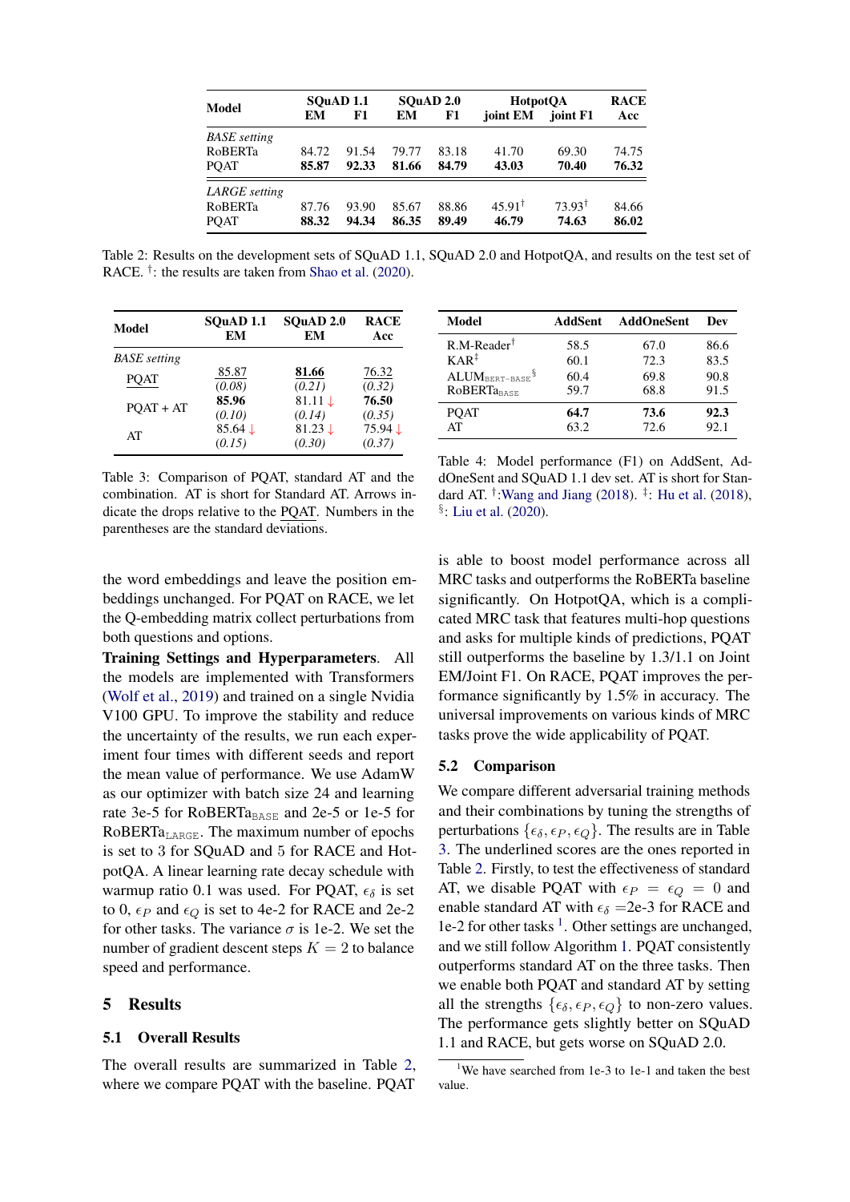| Model | SQuAD 1.1 | | SQuAD 2.0 | | HotpotQA | | RACE |
|---|---|---|---|---|---|---|---|
| | EM | F1 | EM | F1 | joint EM | joint F1 | Acc |
| *BASE setting* | | | | | | | |
| RoBERTa | 84.72 | 91.54 | 79.77 | 83.18 | 41.70 | 69.30 | 74.75 |
| PQAT | **85.87** | **92.33** | **81.66** | **84.79** | **43.03** | **70.40** | **76.32** |
| *LARGE setting* | | | | | | | |
| RoBERTa | 87.76 | 93.90 | 85.67 | 88.86 | 45.91† | 73.93† | 84.66 |
| PQAT | **88.32** | **94.34** | **86.35** | **89.49** | **46.79** | **74.63** | **86.02** |

Table 2: Results on the development sets of SQuAD 1.1, SQuAD 2.0 and HotpotQA, and results on the test set of RACE. †: the results are taken from Shao et al. (2020).

| Model | SQuAD 1.1 EM | SQuAD 2.0 EM | RACE Acc |
|---|---|---|---|
| *BASE setting* | | | |
| PQAT | 85.87 (0.08) | **81.66** (0.21) | 76.32 (0.32) |
| PQAT + AT | **85.96** (0.10) | 81.11 ↓ (0.14) | **76.50** (0.35) |
| AT | 85.64 ↓ (0.15) | 81.23 ↓ (0.30) | 75.94 ↓ (0.37) |

Table 3: Comparison of PQAT, standard AT and the combination. AT is short for Standard AT. Arrows indicate the drops relative to the PQAT. Numbers in the parentheses are the standard deviations.

| Model | AddSent | AddOneSent | Dev |
|---|---|---|---|
| R.M-Reader† | 58.5 | 67.0 | 86.6 |
| KAR‡ | 60.1 | 72.3 | 83.5 |
| ALUM$_{\text{BERT-BASE}}$§ | 60.4 | 69.8 | 90.8 |
| RoBERTa$_{\text{BASE}}$ | 59.7 | 68.8 | 91.5 |
| PQAT | **64.7** | **73.6** | **92.3** |
| AT | 63.2 | 72.6 | 92.1 |

Table 4: Model performance (F1) on AddSent, AddOneSent and SQuAD 1.1 dev set. AT is short for Standard AT. †:Wang and Jiang (2018). ‡: Hu et al. (2018), §: Liu et al. (2020).

the word embeddings and leave the position embeddings unchanged. For PQAT on RACE, we let the Q-embedding matrix collect perturbations from both questions and options.

**Training Settings and Hyperparameters**. All the models are implemented with Transformers (Wolf et al., 2019) and trained on a single Nvidia V100 GPU. To improve the stability and reduce the uncertainty of the results, we run each experiment four times with different seeds and report the mean value of performance. We use AdamW as our optimizer with batch size 24 and learning rate 3e-5 for RoBERTa$_{\text{BASE}}$ and 2e-5 or 1e-5 for RoBERTa$_{\text{LARGE}}$. The maximum number of epochs is set to 3 for SQuAD and 5 for RACE and HotpotQA. A linear learning rate decay schedule with warmup ratio 0.1 was used. For PQAT, $\epsilon_\delta$ is set to 0, $\epsilon_P$ and $\epsilon_Q$ is set to 4e-2 for RACE and 2e-2 for other tasks. The variance $\sigma$ is 1e-2. We set the number of gradient descent steps $K = 2$ to balance speed and performance.

## 5 Results

### 5.1 Overall Results

The overall results are summarized in Table 2, where we compare PQAT with the baseline. PQAT is able to boost model performance across all MRC tasks and outperforms the RoBERTa baseline significantly. On HotpotQA, which is a complicated MRC task that features multi-hop questions and asks for multiple kinds of predictions, PQAT still outperforms the baseline by 1.3/1.1 on Joint EM/Joint F1. On RACE, PQAT improves the performance significantly by 1.5% in accuracy. The universal improvements on various kinds of MRC tasks prove the wide applicability of PQAT.

### 5.2 Comparison

We compare different adversarial training methods and their combinations by tuning the strengths of perturbations $\{\epsilon_\delta, \epsilon_P, \epsilon_Q\}$. The results are in Table 3. The underlined scores are the ones reported in Table 2. Firstly, to test the effectiveness of standard AT, we disable PQAT with $\epsilon_P = \epsilon_Q = 0$ and enable standard AT with $\epsilon_\delta$ =2e-3 for RACE and 1e-2 for other tasks [1]. Other settings are unchanged, and we still follow Algorithm 1. PQAT consistently outperforms standard AT on the three tasks. Then we enable both PQAT and standard AT by setting all the strengths $\{\epsilon_\delta, \epsilon_P, \epsilon_Q\}$ to non-zero values. The performance gets slightly better on SQuAD 1.1 and RACE, but gets worse on SQuAD 2.0.

[1] We have searched from 1e-3 to 1e-1 and taken the best value.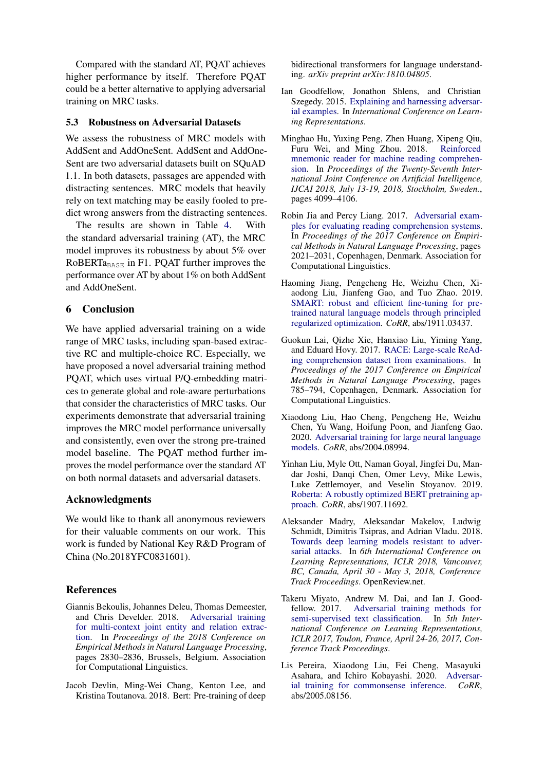Compared with the standard AT, PQAT achieves higher performance by itself. Therefore PQAT could be a better alternative to applying adversarial training on MRC tasks.

### 5.3 Robustness on Adversarial Datasets

We assess the robustness of MRC models with AddSent and AddOneSent. AddSent and AddOneSent are two adversarial datasets built on SQuAD 1.1. In both datasets, passages are appended with distracting sentences. MRC models that heavily rely on text matching may be easily fooled to predict wrong answers from the distracting sentences.

The results are shown in Table 4. With the standard adversarial training (AT), the MRC model improves its robustness by about 5% over RoBERTa$_{\text{BASE}}$ in F1. PQAT further improves the performance over AT by about 1% on both AddSent and AddOneSent.

## 6 Conclusion

We have applied adversarial training on a wide range of MRC tasks, including span-based extractive RC and multiple-choice RC. Especially, we have proposed a novel adversarial training method PQAT, which uses virtual P/Q-embedding matrices to generate global and role-aware perturbations that consider the characteristics of MRC tasks. Our experiments demonstrate that adversarial training improves the MRC model performance universally and consistently, even over the strong pre-trained model baseline. The PQAT method further improves the model performance over the standard AT on both normal datasets and adversarial datasets.

## Acknowledgments

We would like to thank all anonymous reviewers for their valuable comments on our work. This work is funded by National Key R&D Program of China (No.2018YFC0831601).

## References

Giannis Bekoulis, Johannes Deleu, Thomas Demeester, and Chris Develder. 2018. Adversarial training for multi-context joint entity and relation extraction. In *Proceedings of the 2018 Conference on Empirical Methods in Natural Language Processing*, pages 2830–2836, Brussels, Belgium. Association for Computational Linguistics.

Jacob Devlin, Ming-Wei Chang, Kenton Lee, and Kristina Toutanova. 2018. Bert: Pre-training of deep bidirectional transformers for language understanding. *arXiv preprint arXiv:1810.04805*.

Ian Goodfellow, Jonathon Shlens, and Christian Szegedy. 2015. Explaining and harnessing adversarial examples. In *International Conference on Learning Representations*.

Minghao Hu, Yuxing Peng, Zhen Huang, Xipeng Qiu, Furu Wei, and Ming Zhou. 2018. Reinforced mnemonic reader for machine reading comprehension. In *Proceedings of the Twenty-Seventh International Joint Conference on Artificial Intelligence, IJCAI 2018, July 13-19, 2018, Stockholm, Sweden.*, pages 4099–4106.

Robin Jia and Percy Liang. 2017. Adversarial examples for evaluating reading comprehension systems. In *Proceedings of the 2017 Conference on Empirical Methods in Natural Language Processing*, pages 2021–2031, Copenhagen, Denmark. Association for Computational Linguistics.

Haoming Jiang, Pengcheng He, Weizhu Chen, Xiaodong Liu, Jianfeng Gao, and Tuo Zhao. 2019. SMART: robust and efficient fine-tuning for pre-trained natural language models through principled regularized optimization. *CoRR*, abs/1911.03437.

Guokun Lai, Qizhe Xie, Hanxiao Liu, Yiming Yang, and Eduard Hovy. 2017. RACE: Large-scale ReAding comprehension dataset from examinations. In *Proceedings of the 2017 Conference on Empirical Methods in Natural Language Processing*, pages 785–794, Copenhagen, Denmark. Association for Computational Linguistics.

Xiaodong Liu, Hao Cheng, Pengcheng He, Weizhu Chen, Yu Wang, Hoifung Poon, and Jianfeng Gao. 2020. Adversarial training for large neural language models. *CoRR*, abs/2004.08994.

Yinhan Liu, Myle Ott, Naman Goyal, Jingfei Du, Mandar Joshi, Danqi Chen, Omer Levy, Mike Lewis, Luke Zettlemoyer, and Veselin Stoyanov. 2019. Roberta: A robustly optimized BERT pretraining approach. *CoRR*, abs/1907.11692.

Aleksander Madry, Aleksandar Makelov, Ludwig Schmidt, Dimitris Tsipras, and Adrian Vladu. 2018. Towards deep learning models resistant to adversarial attacks. In *6th International Conference on Learning Representations, ICLR 2018, Vancouver, BC, Canada, April 30 - May 3, 2018, Conference Track Proceedings*. OpenReview.net.

Takeru Miyato, Andrew M. Dai, and Ian J. Goodfellow. 2017. Adversarial training methods for semi-supervised text classification. In *5th International Conference on Learning Representations, ICLR 2017, Toulon, France, April 24-26, 2017, Conference Track Proceedings*.

Lis Pereira, Xiaodong Liu, Fei Cheng, Masayuki Asahara, and Ichiro Kobayashi. 2020. Adversarial training for commonsense inference. *CoRR*, abs/2005.08156.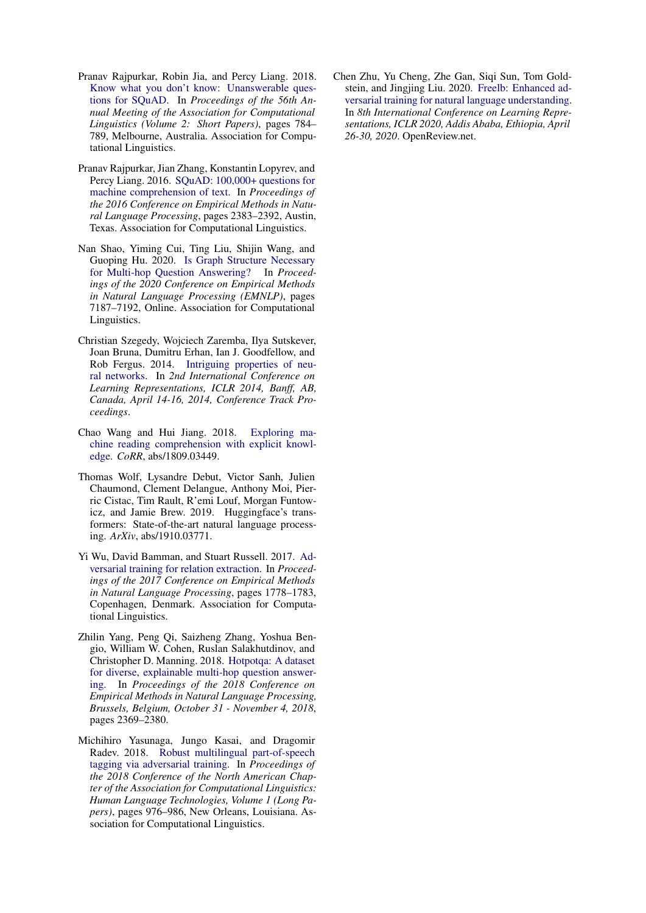Pranav Rajpurkar, Robin Jia, and Percy Liang. 2018. Know what you don't know: Unanswerable questions for SQuAD. In *Proceedings of the 56th Annual Meeting of the Association for Computational Linguistics (Volume 2: Short Papers)*, pages 784–789, Melbourne, Australia. Association for Computational Linguistics.

Pranav Rajpurkar, Jian Zhang, Konstantin Lopyrev, and Percy Liang. 2016. SQuAD: 100,000+ questions for machine comprehension of text. In *Proceedings of the 2016 Conference on Empirical Methods in Natural Language Processing*, pages 2383–2392, Austin, Texas. Association for Computational Linguistics.

Nan Shao, Yiming Cui, Ting Liu, Shijin Wang, and Guoping Hu. 2020. Is Graph Structure Necessary for Multi-hop Question Answering? In *Proceedings of the 2020 Conference on Empirical Methods in Natural Language Processing (EMNLP)*, pages 7187–7192, Online. Association for Computational Linguistics.

Christian Szegedy, Wojciech Zaremba, Ilya Sutskever, Joan Bruna, Dumitru Erhan, Ian J. Goodfellow, and Rob Fergus. 2014. Intriguing properties of neural networks. In *2nd International Conference on Learning Representations, ICLR 2014, Banff, AB, Canada, April 14-16, 2014, Conference Track Proceedings*.

Chao Wang and Hui Jiang. 2018. Exploring machine reading comprehension with explicit knowledge. *CoRR*, abs/1809.03449.

Thomas Wolf, Lysandre Debut, Victor Sanh, Julien Chaumond, Clement Delangue, Anthony Moi, Pierric Cistac, Tim Rault, R'emi Louf, Morgan Funtowicz, and Jamie Brew. 2019. Huggingface's transformers: State-of-the-art natural language processing. *ArXiv*, abs/1910.03771.

Yi Wu, David Bamman, and Stuart Russell. 2017. Adversarial training for relation extraction. In *Proceedings of the 2017 Conference on Empirical Methods in Natural Language Processing*, pages 1778–1783, Copenhagen, Denmark. Association for Computational Linguistics.

Zhilin Yang, Peng Qi, Saizheng Zhang, Yoshua Bengio, William W. Cohen, Ruslan Salakhutdinov, and Christopher D. Manning. 2018. Hotpotqa: A dataset for diverse, explainable multi-hop question answering. In *Proceedings of the 2018 Conference on Empirical Methods in Natural Language Processing, Brussels, Belgium, October 31 - November 4, 2018*, pages 2369–2380.

Michihiro Yasunaga, Jungo Kasai, and Dragomir Radev. 2018. Robust multilingual part-of-speech tagging via adversarial training. In *Proceedings of the 2018 Conference of the North American Chapter of the Association for Computational Linguistics: Human Language Technologies, Volume 1 (Long Papers)*, pages 976–986, New Orleans, Louisiana. Association for Computational Linguistics.

Chen Zhu, Yu Cheng, Zhe Gan, Siqi Sun, Tom Goldstein, and Jingjing Liu. 2020. Freelb: Enhanced adversarial training for natural language understanding. In *8th International Conference on Learning Representations, ICLR 2020, Addis Ababa, Ethiopia, April 26-30, 2020*. OpenReview.net.